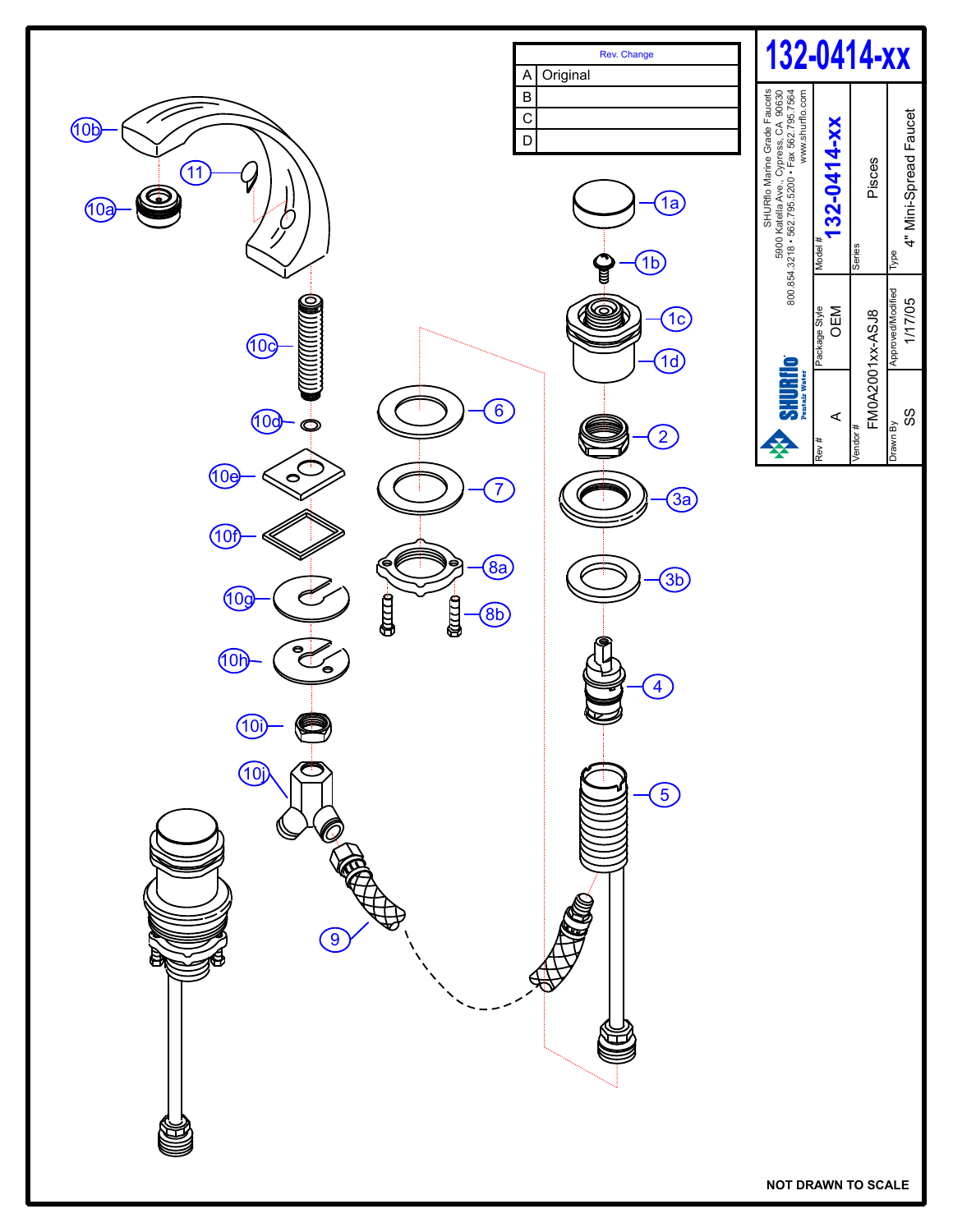# 132-0414-xx

| Rev. Change | |
|---|---|
| A | Original |
| B | |
| C | |
| D | |

SHURflo Marine Grade Faucets
5900 Katella Ave., Cypress, CA 90630
800.854.3218 • 562.795.5200 • Fax 562.795.7564
www.shurflo.com

| Model # | 132-0414-xx |
|---|---|
| Series | Pisces |
| Type | 4" Mini-Spread Faucet |
| Rev # | A |
| Package Style | OEM |
| Vendor # | FM0A2001xx-ASJ8 |
| Drawn By | SS |
| Approved/Modified | 1/17/05 |

10b, 11, 10a, 10c, 10d, 10e, 10f, 10g, 10h, 10i, 10j, 9, 6, 7, 8a, 8b, 1a, 1b, 1c, 1d, 2, 3a, 3b, 4, 5

NOT DRAWN TO SCALE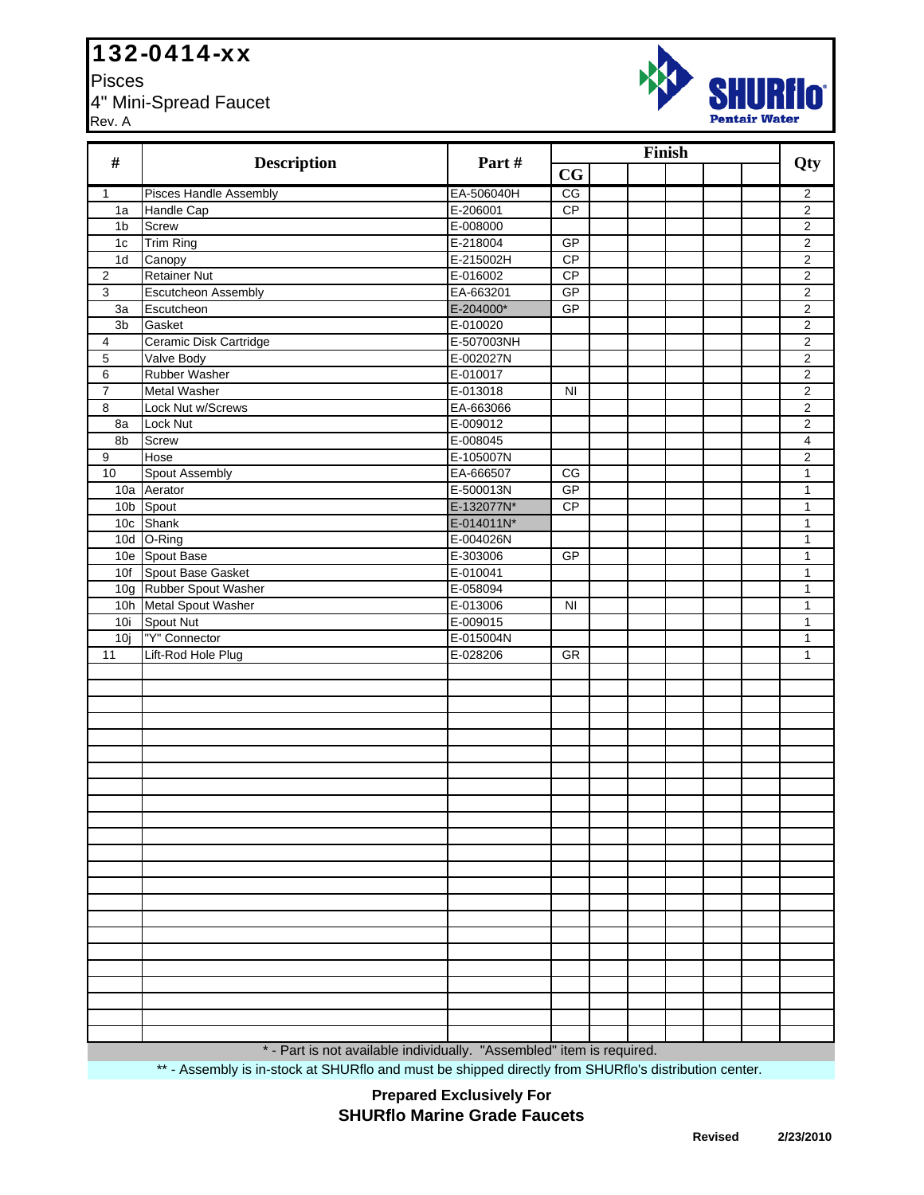# 132-0414-xx

Pisces

4" Mini-Spread Faucet

Rev. A

SHURflo Pentair Water

| # | Description | Part # | Finish | | | | | | Qty |
|---|---|---|---|---|---|---|---|---|---|
| | | | CG | | | | | | |
| 1 | Pisces Handle Assembly | EA-506040H | CG | | | | | | 2 |
| 1a | Handle Cap | E-206001 | CP | | | | | | 2 |
| 1b | Screw | E-008000 | | | | | | | 2 |
| 1c | Trim Ring | E-218004 | GP | | | | | | 2 |
| 1d | Canopy | E-215002H | CP | | | | | | 2 |
| 2 | Retainer Nut | E-016002 | CP | | | | | | 2 |
| 3 | Escutcheon Assembly | EA-663201 | GP | | | | | | 2 |
| 3a | Escutcheon | E-204000* | GP | | | | | | 2 |
| 3b | Gasket | E-010020 | | | | | | | 2 |
| 4 | Ceramic Disk Cartridge | E-507003NH | | | | | | | 2 |
| 5 | Valve Body | E-002027N | | | | | | | 2 |
| 6 | Rubber Washer | E-010017 | | | | | | | 2 |
| 7 | Metal Washer | E-013018 | NI | | | | | | 2 |
| 8 | Lock Nut w/Screws | EA-663066 | | | | | | | 2 |
| 8a | Lock Nut | E-009012 | | | | | | | 2 |
| 8b | Screw | E-008045 | | | | | | | 4 |
| 9 | Hose | E-105007N | | | | | | | 2 |
| 10 | Spout Assembly | EA-666507 | CG | | | | | | 1 |
| 10a | Aerator | E-500013N | GP | | | | | | 1 |
| 10b | Spout | E-132077N* | CP | | | | | | 1 |
| 10c | Shank | E-014011N* | | | | | | | 1 |
| 10d | O-Ring | E-004026N | | | | | | | 1 |
| 10e | Spout Base | E-303006 | GP | | | | | | 1 |
| 10f | Spout Base Gasket | E-010041 | | | | | | | 1 |
| 10g | Rubber Spout Washer | E-058094 | | | | | | | 1 |
| 10h | Metal Spout Washer | E-013006 | NI | | | | | | 1 |
| 10i | Spout Nut | E-009015 | | | | | | | 1 |
| 10j | "Y" Connector | E-015004N | | | | | | | 1 |
| 11 | Lift-Rod Hole Plug | E-028206 | GR | | | | | | 1 |

* - Part is not available individually. "Assembled" item is required.

** - Assembly is in-stock at SHURflo and must be shipped directly from SHURflo's distribution center.

**Prepared Exclusively For**

**SHURflo Marine Grade Faucets**

**Revised** **2/23/2010**